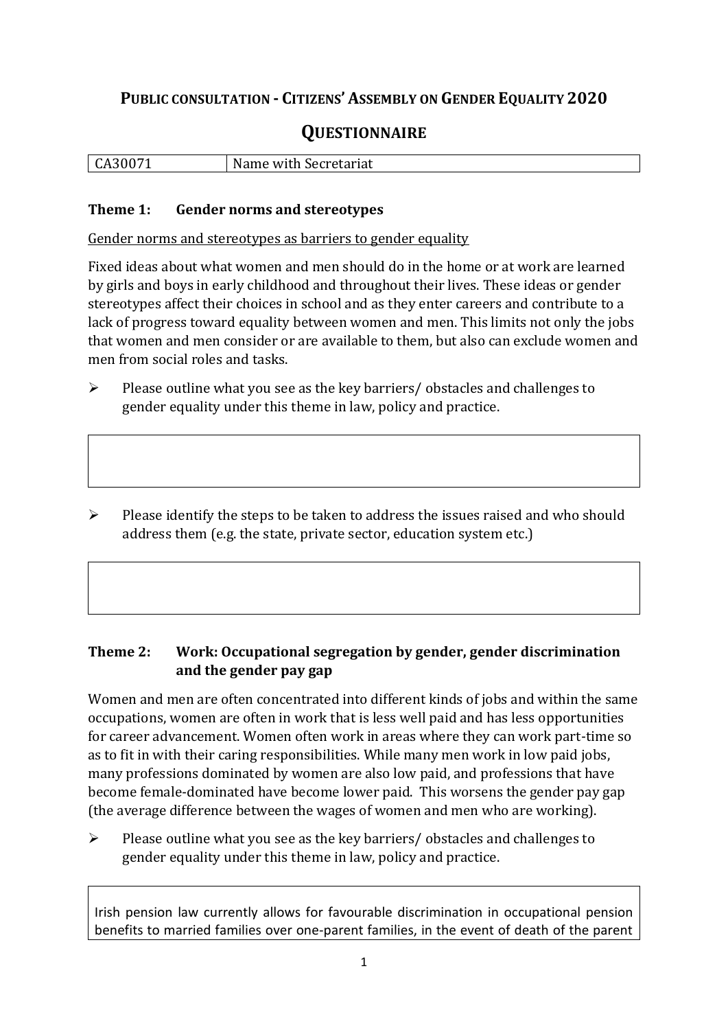# PUBLIC CONSULTATION - CITIZENS' ASSEMBLY ON GENDER EQUALITY 2020

## QUESTIONNAIRE

| CA30071 | Name with Secretariat |
|---|---|

### Theme 1: Gender norms and stereotypes

Gender norms and stereotypes as barriers to gender equality

Fixed ideas about what women and men should do in the home or at work are learned by girls and boys in early childhood and throughout their lives. These ideas or gender stereotypes affect their choices in school and as they enter careers and contribute to a lack of progress toward equality between women and men. This limits not only the jobs that women and men consider or are available to them, but also can exclude women and men from social roles and tasks.

- Please outline what you see as the key barriers/ obstacles and challenges to gender equality under this theme in law, policy and practice.

- Please identify the steps to be taken to address the issues raised and who should address them (e.g. the state, private sector, education system etc.)

### Theme 2: Work: Occupational segregation by gender, gender discrimination and the gender pay gap

Women and men are often concentrated into different kinds of jobs and within the same occupations, women are often in work that is less well paid and has less opportunities for career advancement. Women often work in areas where they can work part-time so as to fit in with their caring responsibilities. While many men work in low paid jobs, many professions dominated by women are also low paid, and professions that have become female-dominated have become lower paid. This worsens the gender pay gap (the average difference between the wages of women and men who are working).

- Please outline what you see as the key barriers/ obstacles and challenges to gender equality under this theme in law, policy and practice.

Irish pension law currently allows for favourable discrimination in occupational pension benefits to married families over one-parent families, in the event of death of the parent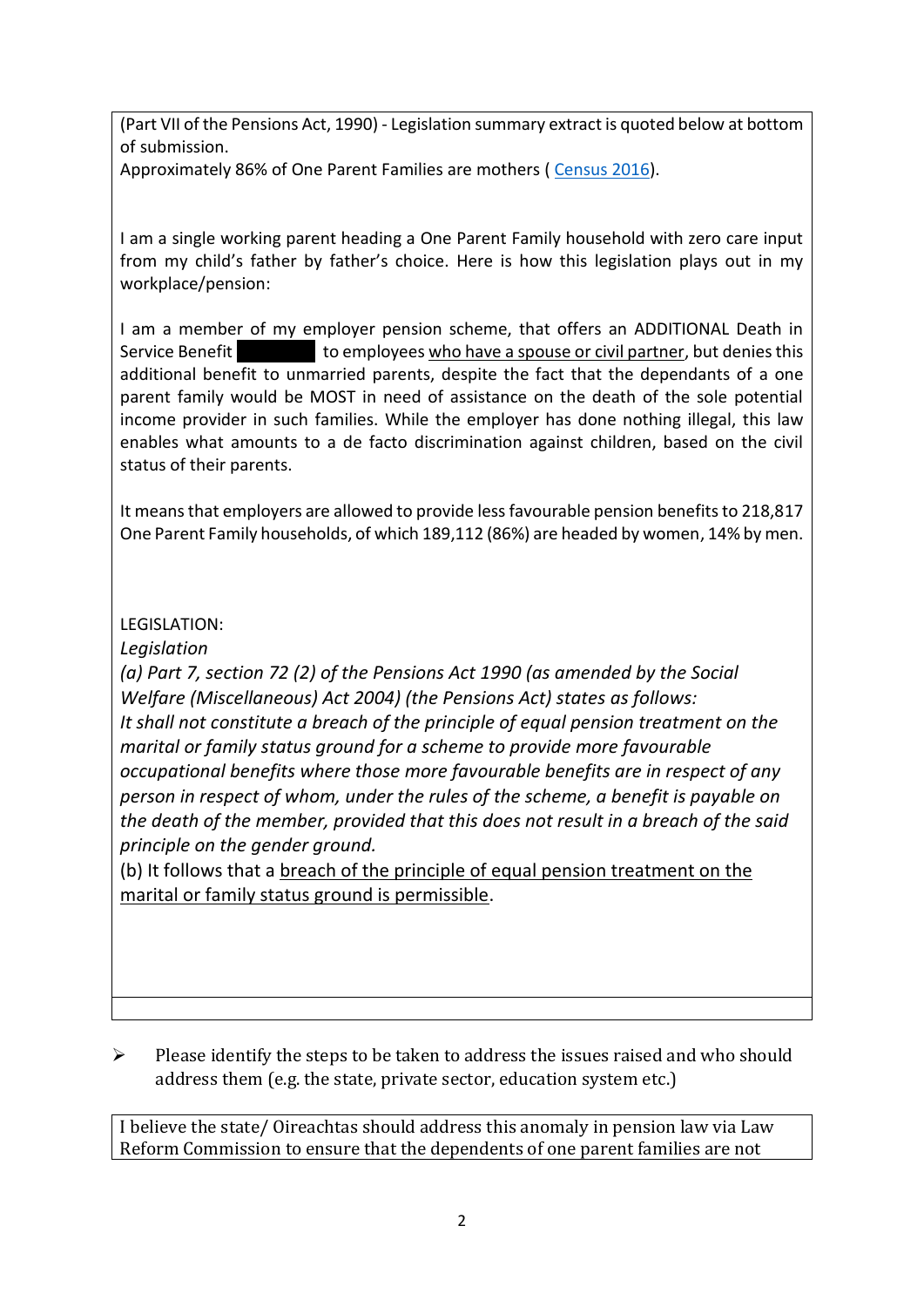(Part VII of the Pensions Act, 1990) - Legislation summary extract is quoted below at bottom of submission.

Approximately 86% of One Parent Families are mothers ( [Census 2016](Census 2016)).

I am a single working parent heading a One Parent Family household with zero care input from my child's father by father's choice. Here is how this legislation plays out in my workplace/pension:

I am a member of my employer pension scheme, that offers an ADDITIONAL Death in Service Benefit ████████ to employees <u>who have a spouse or civil partner</u>, but denies this additional benefit to unmarried parents, despite the fact that the dependants of a one parent family would be MOST in need of assistance on the death of the sole potential income provider in such families. While the employer has done nothing illegal, this law enables what amounts to a de facto discrimination against children, based on the civil status of their parents.

It means that employers are allowed to provide less favourable pension benefits to 218,817 One Parent Family households, of which 189,112 (86%) are headed by women, 14% by men.

LEGISLATION:

*Legislation*

*(a) Part 7, section 72 (2) of the Pensions Act 1990 (as amended by the Social Welfare (Miscellaneous) Act 2004) (the Pensions Act) states as follows:*
*It shall not constitute a breach of the principle of equal pension treatment on the marital or family status ground for a scheme to provide more favourable occupational benefits where those more favourable benefits are in respect of any person in respect of whom, under the rules of the scheme, a benefit is payable on the death of the member, provided that this does not result in a breach of the said principle on the gender ground.*

(b) It follows that a <u>breach of the principle of equal pension treatment on the marital or family status ground is permissible</u>.

- Please identify the steps to be taken to address the issues raised and who should address them (e.g. the state, private sector, education system etc.)

I believe the state/ Oireachtas should address this anomaly in pension law via Law Reform Commission to ensure that the dependents of one parent families are not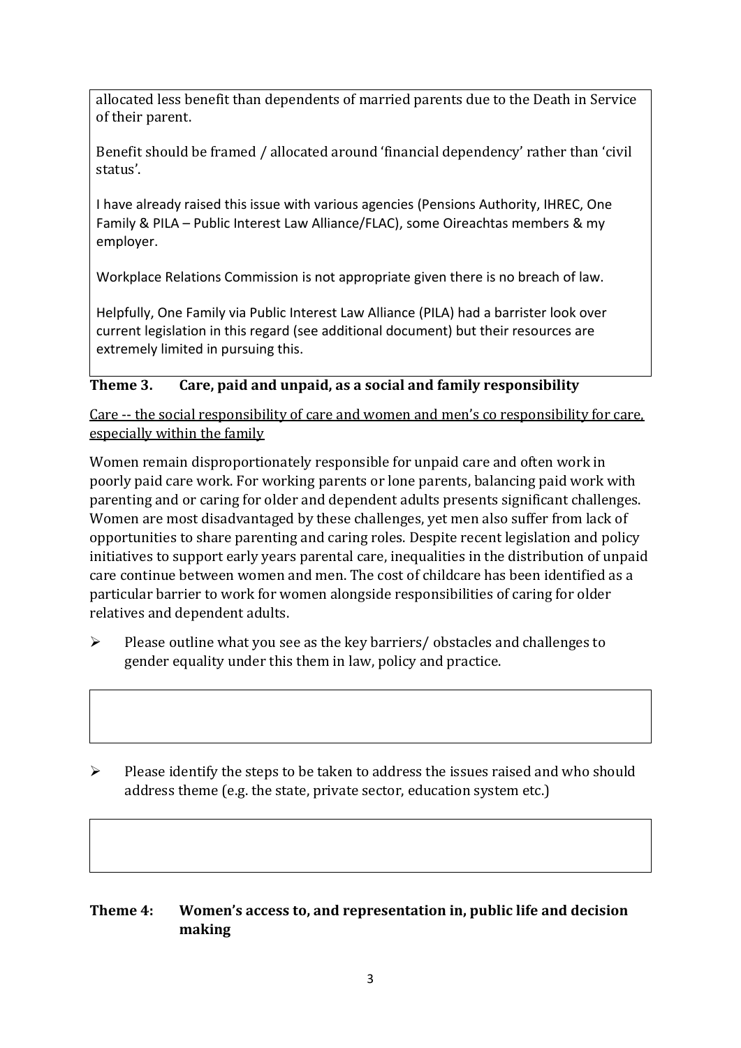allocated less benefit than dependents of married parents due to the Death in Service of their parent.

Benefit should be framed / allocated around 'financial dependency' rather than 'civil status'.

I have already raised this issue with various agencies (Pensions Authority, IHREC, One Family & PILA – Public Interest Law Alliance/FLAC), some Oireachtas members & my employer.

Workplace Relations Commission is not appropriate given there is no breach of law.

Helpfully, One Family via Public Interest Law Alliance (PILA) had a barrister look over current legislation in this regard (see additional document) but their resources are extremely limited in pursuing this.

## Theme 3. Care, paid and unpaid, as a social and family responsibility

Care -- the social responsibility of care and women and men's co responsibility for care, especially within the family

Women remain disproportionately responsible for unpaid care and often work in poorly paid care work. For working parents or lone parents, balancing paid work with parenting and or caring for older and dependent adults presents significant challenges. Women are most disadvantaged by these challenges, yet men also suffer from lack of opportunities to share parenting and caring roles. Despite recent legislation and policy initiatives to support early years parental care, inequalities in the distribution of unpaid care continue between women and men. The cost of childcare has been identified as a particular barrier to work for women alongside responsibilities of caring for older relatives and dependent adults.

- Please outline what you see as the key barriers/ obstacles and challenges to gender equality under this them in law, policy and practice.

- Please identify the steps to be taken to address the issues raised and who should address theme (e.g. the state, private sector, education system etc.)

## Theme 4: Women's access to, and representation in, public life and decision making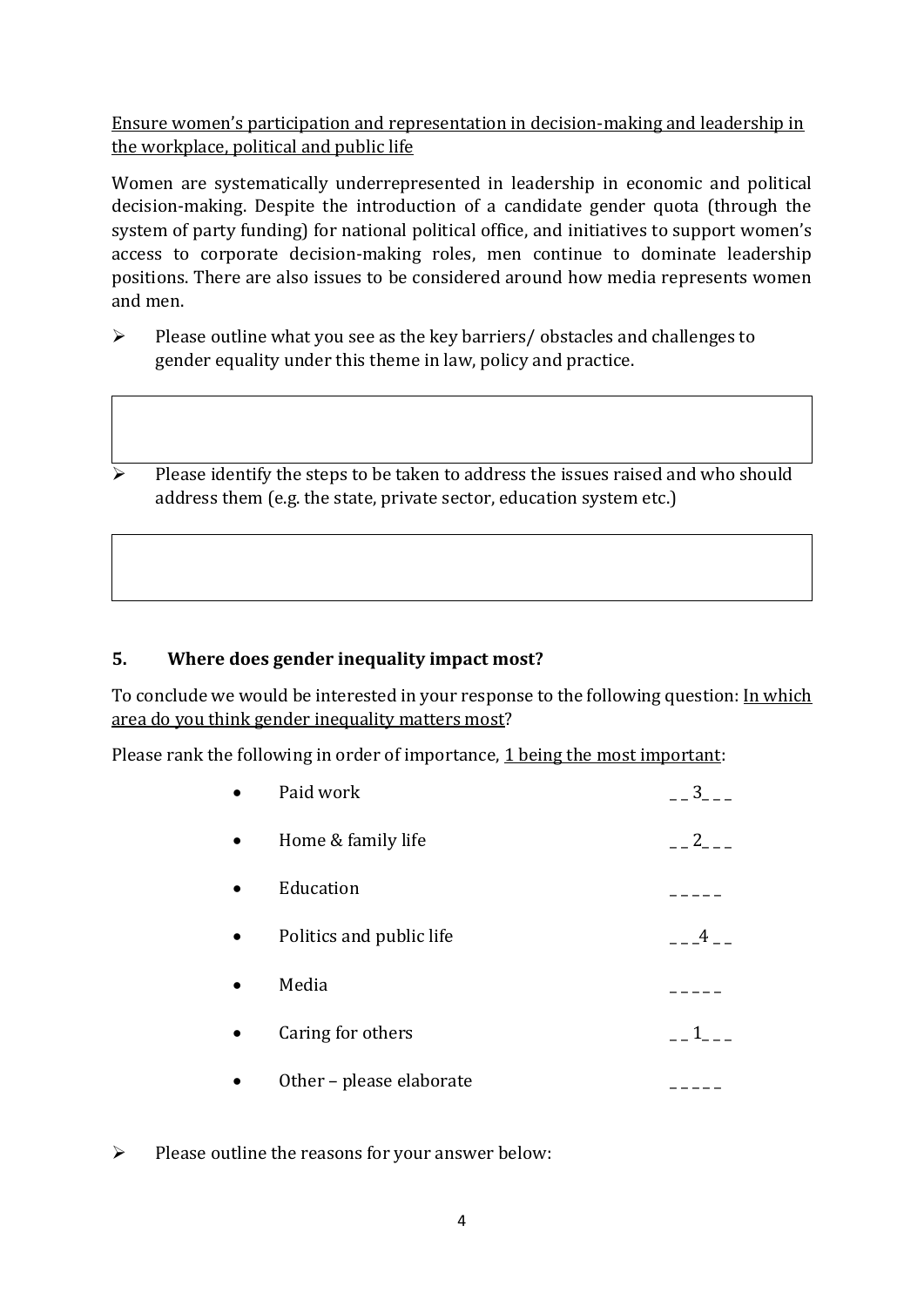<u>Ensure women's participation and representation in decision-making and leadership in the workplace, political and public life</u>

Women are systematically underrepresented in leadership in economic and political decision-making. Despite the introduction of a candidate gender quota (through the system of party funding) for national political office, and initiatives to support women's access to corporate decision-making roles, men continue to dominate leadership positions. There are also issues to be considered around how media represents women and men.

- Please outline what you see as the key barriers/ obstacles and challenges to gender equality under this theme in law, policy and practice.

| |
|---|
| |

- Please identify the steps to be taken to address the issues raised and who should address them (e.g. the state, private sector, education system etc.)

| |
|---|
| |

## 5. Where does gender inequality impact most?

To conclude we would be interested in your response to the following question: <u>In which area do you think gender inequality matters most</u>?

Please rank the following in order of importance, <u>1 being the most important</u>:

- Paid work __3___
- Home & family life __2___
- Education _____
- Politics and public life ___4__
- Media _____
- Caring for others __1___
- Other – please elaborate _____

- Please outline the reasons for your answer below: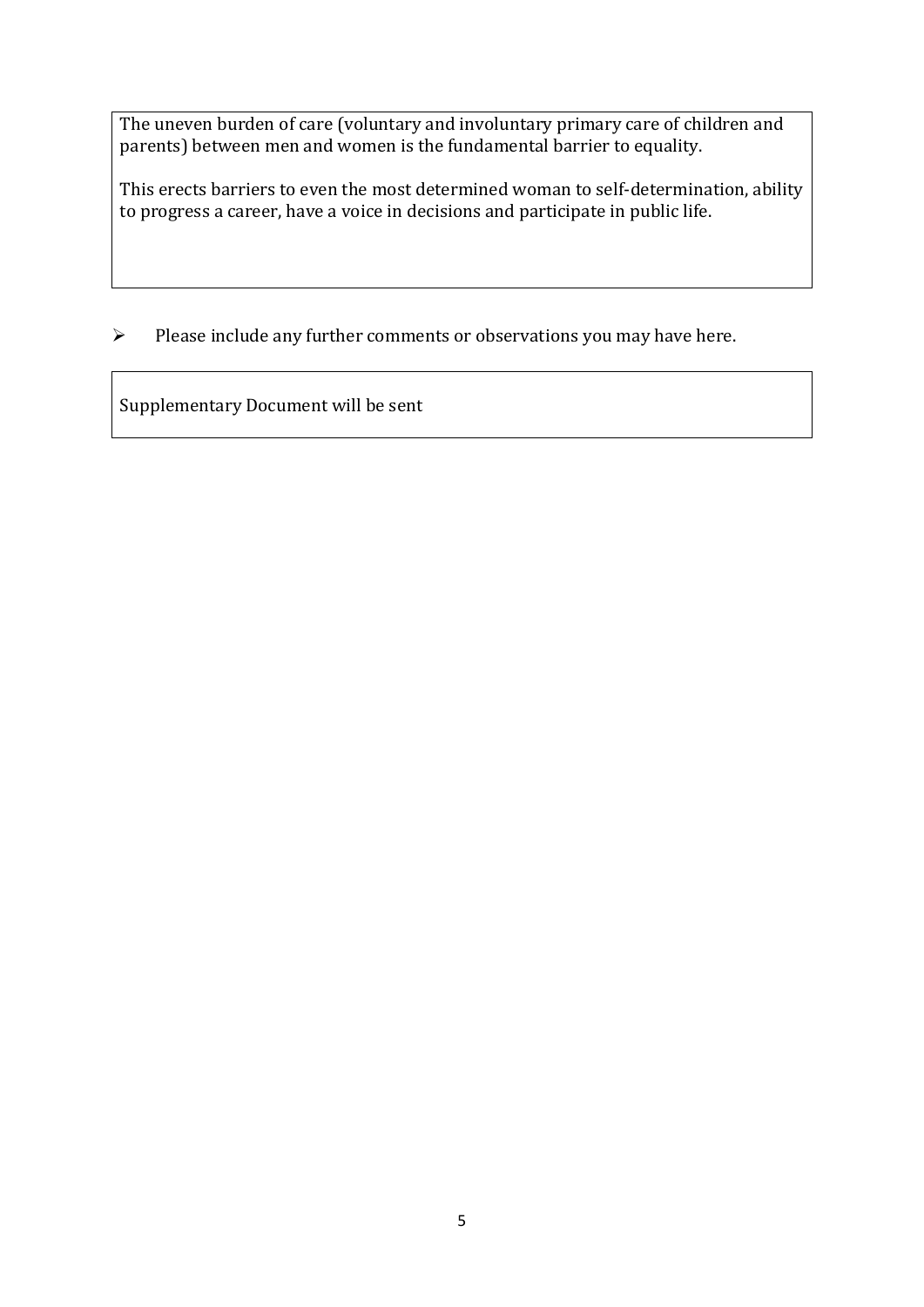The uneven burden of care (voluntary and involuntary primary care of children and parents) between men and women is the fundamental barrier to equality.

This erects barriers to even the most determined woman to self-determination, ability to progress a career, have a voice in decisions and participate in public life.

- Please include any further comments or observations you may have here.

Supplementary Document will be sent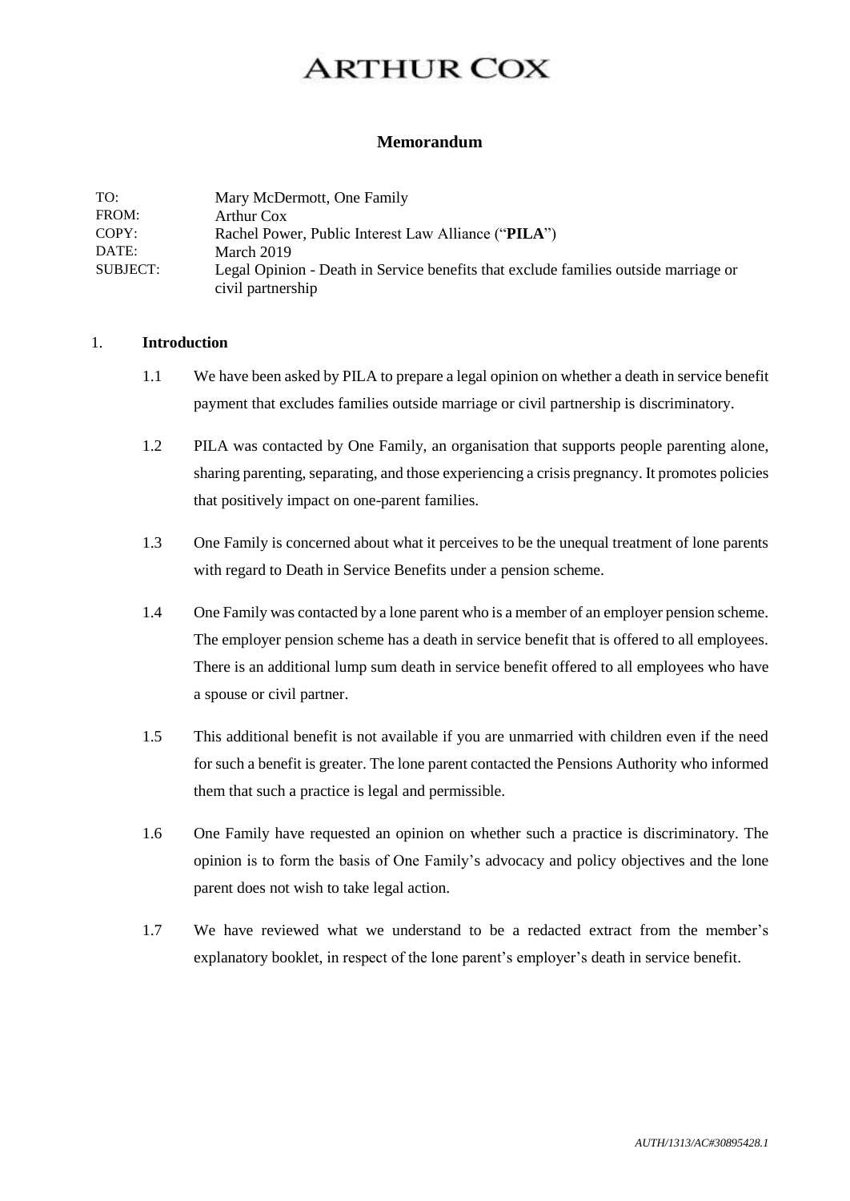# ARTHUR COX

## Memorandum

| | |
|---|---|
| TO: | Mary McDermott, One Family |
| FROM: | Arthur Cox |
| COPY: | Rachel Power, Public Interest Law Alliance ("**PILA**") |
| DATE: | March 2019 |
| SUBJECT: | Legal Opinion - Death in Service benefits that exclude families outside marriage or civil partnership |

1. **Introduction**

1.1 We have been asked by PILA to prepare a legal opinion on whether a death in service benefit payment that excludes families outside marriage or civil partnership is discriminatory.

1.2 PILA was contacted by One Family, an organisation that supports people parenting alone, sharing parenting, separating, and those experiencing a crisis pregnancy. It promotes policies that positively impact on one-parent families.

1.3 One Family is concerned about what it perceives to be the unequal treatment of lone parents with regard to Death in Service Benefits under a pension scheme.

1.4 One Family was contacted by a lone parent who is a member of an employer pension scheme. The employer pension scheme has a death in service benefit that is offered to all employees. There is an additional lump sum death in service benefit offered to all employees who have a spouse or civil partner.

1.5 This additional benefit is not available if you are unmarried with children even if the need for such a benefit is greater. The lone parent contacted the Pensions Authority who informed them that such a practice is legal and permissible.

1.6 One Family have requested an opinion on whether such a practice is discriminatory. The opinion is to form the basis of One Family's advocacy and policy objectives and the lone parent does not wish to take legal action.

1.7 We have reviewed what we understand to be a redacted extract from the member's explanatory booklet, in respect of the lone parent's employer's death in service benefit.

*AUTH/1313/AC#30895428.1*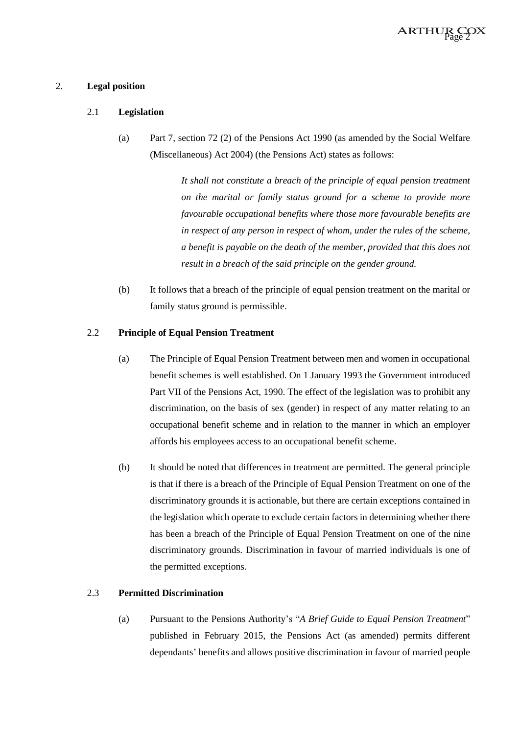## 2. **Legal position**

### 2.1 **Legislation**

(a) Part 7, section 72 (2) of the Pensions Act 1990 (as amended by the Social Welfare (Miscellaneous) Act 2004) (the Pensions Act) states as follows:

> *It shall not constitute a breach of the principle of equal pension treatment on the marital or family status ground for a scheme to provide more favourable occupational benefits where those more favourable benefits are in respect of any person in respect of whom, under the rules of the scheme, a benefit is payable on the death of the member, provided that this does not result in a breach of the said principle on the gender ground.*

(b) It follows that a breach of the principle of equal pension treatment on the marital or family status ground is permissible.

### 2.2 **Principle of Equal Pension Treatment**

(a) The Principle of Equal Pension Treatment between men and women in occupational benefit schemes is well established. On 1 January 1993 the Government introduced Part VII of the Pensions Act, 1990. The effect of the legislation was to prohibit any discrimination, on the basis of sex (gender) in respect of any matter relating to an occupational benefit scheme and in relation to the manner in which an employer affords his employees access to an occupational benefit scheme.

(b) It should be noted that differences in treatment are permitted. The general principle is that if there is a breach of the Principle of Equal Pension Treatment on one of the discriminatory grounds it is actionable, but there are certain exceptions contained in the legislation which operate to exclude certain factors in determining whether there has been a breach of the Principle of Equal Pension Treatment on one of the nine discriminatory grounds. Discrimination in favour of married individuals is one of the permitted exceptions.

### 2.3 **Permitted Discrimination**

(a) Pursuant to the Pensions Authority's "*A Brief Guide to Equal Pension Treatment*" published in February 2015, the Pensions Act (as amended) permits different dependants' benefits and allows positive discrimination in favour of married people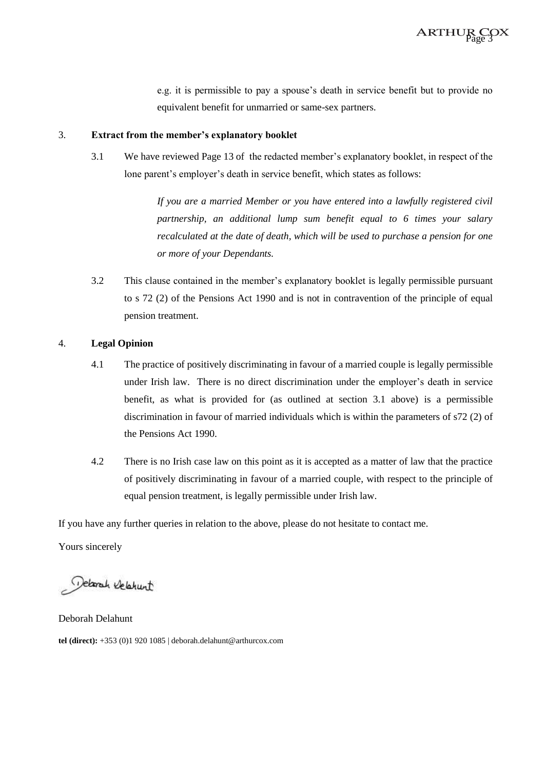e.g. it is permissible to pay a spouse's death in service benefit but to provide no equivalent benefit for unmarried or same-sex partners.

3. **Extract from the member's explanatory booklet**

3.1 We have reviewed Page 13 of the redacted member's explanatory booklet, in respect of the lone parent's employer's death in service benefit, which states as follows:

> *If you are a married Member or you have entered into a lawfully registered civil partnership, an additional lump sum benefit equal to 6 times your salary recalculated at the date of death, which will be used to purchase a pension for one or more of your Dependants.*

3.2 This clause contained in the member's explanatory booklet is legally permissible pursuant to s 72 (2) of the Pensions Act 1990 and is not in contravention of the principle of equal pension treatment.

4. **Legal Opinion**

4.1 The practice of positively discriminating in favour of a married couple is legally permissible under Irish law. There is no direct discrimination under the employer's death in service benefit, as what is provided for (as outlined at section 3.1 above) is a permissible discrimination in favour of married individuals which is within the parameters of s72 (2) of the Pensions Act 1990.

4.2 There is no Irish case law on this point as it is accepted as a matter of law that the practice of positively discriminating in favour of a married couple, with respect to the principle of equal pension treatment, is legally permissible under Irish law.

If you have any further queries in relation to the above, please do not hesitate to contact me.

Yours sincerely

Deborah Delahunt

Deborah Delahunt

**tel (direct):** +353 (0)1 920 1085 | deborah.delahunt@arthurcox.com